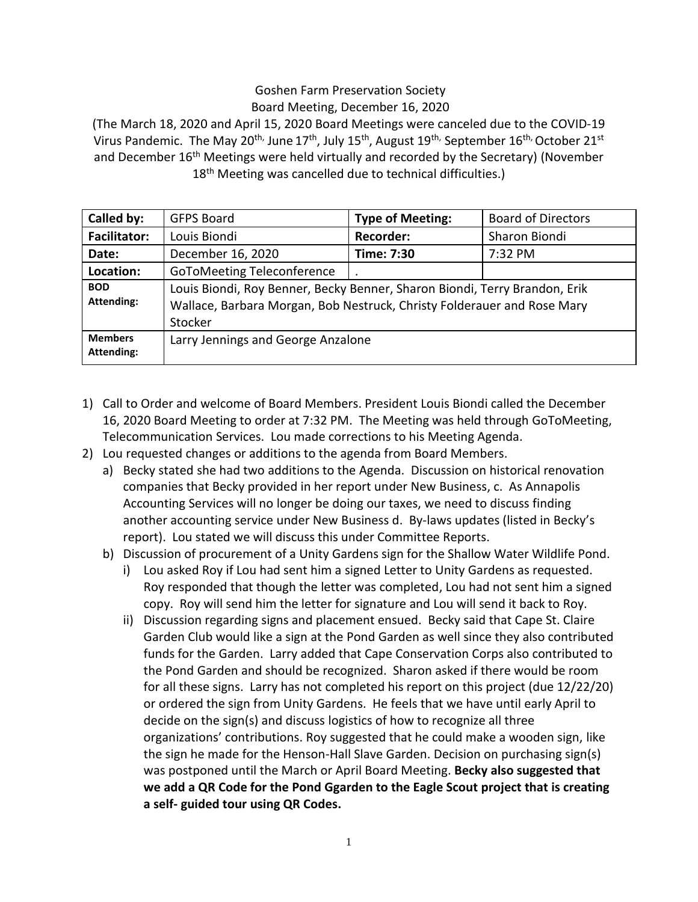Goshen Farm Preservation Society
Board Meeting, December 16, 2020

(The March 18, 2020 and April 15, 2020 Board Meetings were canceled due to the COVID-19 Virus Pandemic. The May 20th, June 17th, July 15th, August 19th, September 16th, October 21st and December 16th Meetings were held virtually and recorded by the Secretary) (November 18th Meeting was cancelled due to technical difficulties.)

| **Called by:** | GFPS Board | **Type of Meeting:** | Board of Directors |
|---|---|---|---|
| **Facilitator:** | Louis Biondi | **Recorder:** | Sharon Biondi |
| **Date:** | December 16, 2020 | **Time: 7:30** | 7:32 PM |
| **Location:** | GoToMeeting Teleconference | . | |
| **BOD Attending:** | Louis Biondi, Roy Benner, Becky Benner, Sharon Biondi, Terry Brandon, Erik Wallace, Barbara Morgan, Bob Nestruck, Christy Folderauer and Rose Mary Stocker | | |
| **Members Attending:** | Larry Jennings and George Anzalone | | |

1) Call to Order and welcome of Board Members. President Louis Biondi called the December 16, 2020 Board Meeting to order at 7:32 PM. The Meeting was held through GoToMeeting, Telecommunication Services. Lou made corrections to his Meeting Agenda.
2) Lou requested changes or additions to the agenda from Board Members.
   a) Becky stated she had two additions to the Agenda. Discussion on historical renovation companies that Becky provided in her report under New Business, c. As Annapolis Accounting Services will no longer be doing our taxes, we need to discuss finding another accounting service under New Business d. By-laws updates (listed in Becky's report). Lou stated we will discuss this under Committee Reports.
   b) Discussion of procurement of a Unity Gardens sign for the Shallow Water Wildlife Pond.
      i) Lou asked Roy if Lou had sent him a signed Letter to Unity Gardens as requested. Roy responded that though the letter was completed, Lou had not sent him a signed copy. Roy will send him the letter for signature and Lou will send it back to Roy.
      ii) Discussion regarding signs and placement ensued. Becky said that Cape St. Claire Garden Club would like a sign at the Pond Garden as well since they also contributed funds for the Garden. Larry added that Cape Conservation Corps also contributed to the Pond Garden and should be recognized. Sharon asked if there would be room for all these signs. Larry has not completed his report on this project (due 12/22/20) or ordered the sign from Unity Gardens. He feels that we have until early April to decide on the sign(s) and discuss logistics of how to recognize all three organizations' contributions. Roy suggested that he could make a wooden sign, like the sign he made for the Henson-Hall Slave Garden. Decision on purchasing sign(s) was postponed until the March or April Board Meeting. **Becky also suggested that we add a QR Code for the Pond Ggarden to the Eagle Scout project that is creating a self- guided tour using QR Codes.**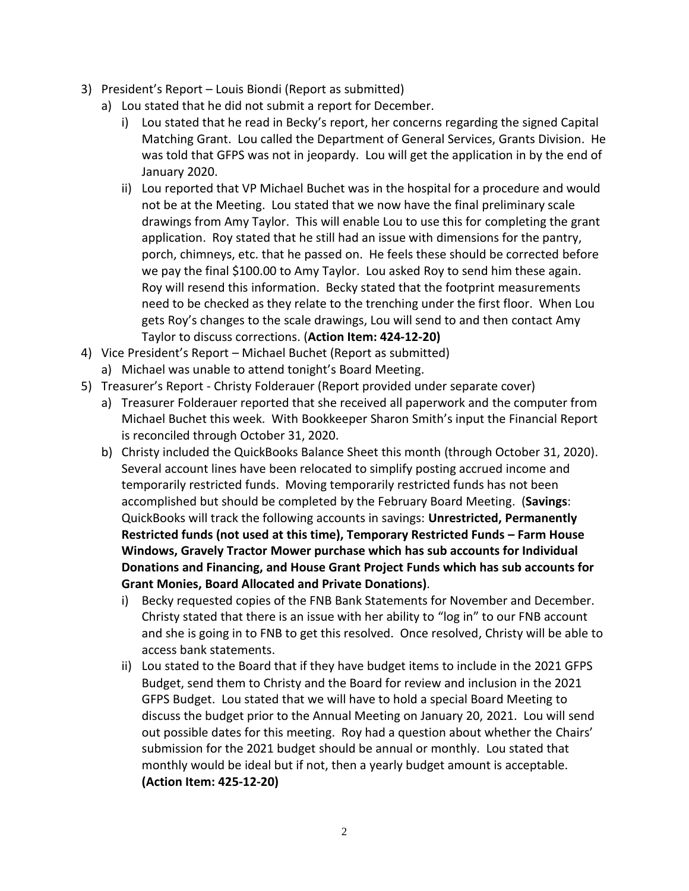3) President's Report – Louis Biondi (Report as submitted)
   a) Lou stated that he did not submit a report for December.
      i) Lou stated that he read in Becky's report, her concerns regarding the signed Capital Matching Grant. Lou called the Department of General Services, Grants Division. He was told that GFPS was not in jeopardy. Lou will get the application in by the end of January 2020.
      ii) Lou reported that VP Michael Buchet was in the hospital for a procedure and would not be at the Meeting. Lou stated that we now have the final preliminary scale drawings from Amy Taylor. This will enable Lou to use this for completing the grant application. Roy stated that he still had an issue with dimensions for the pantry, porch, chimneys, etc. that he passed on. He feels these should be corrected before we pay the final $100.00 to Amy Taylor. Lou asked Roy to send him these again. Roy will resend this information. Becky stated that the footprint measurements need to be checked as they relate to the trenching under the first floor. When Lou gets Roy's changes to the scale drawings, Lou will send to and then contact Amy Taylor to discuss corrections. (**Action Item: 424-12-20)**
4) Vice President's Report – Michael Buchet (Report as submitted)
   a) Michael was unable to attend tonight's Board Meeting.
5) Treasurer's Report - Christy Folderauer (Report provided under separate cover)
   a) Treasurer Folderauer reported that she received all paperwork and the computer from Michael Buchet this week. With Bookkeeper Sharon Smith's input the Financial Report is reconciled through October 31, 2020.
   b) Christy included the QuickBooks Balance Sheet this month (through October 31, 2020). Several account lines have been relocated to simplify posting accrued income and temporarily restricted funds. Moving temporarily restricted funds has not been accomplished but should be completed by the February Board Meeting. (**Savings**: QuickBooks will track the following accounts in savings: **Unrestricted, Permanently Restricted funds (not used at this time), Temporary Restricted Funds – Farm House Windows, Gravely Tractor Mower purchase which has sub accounts for Individual Donations and Financing, and House Grant Project Funds which has sub accounts for Grant Monies, Board Allocated and Private Donations)**.
      i) Becky requested copies of the FNB Bank Statements for November and December. Christy stated that there is an issue with her ability to "log in" to our FNB account and she is going in to FNB to get this resolved. Once resolved, Christy will be able to access bank statements.
      ii) Lou stated to the Board that if they have budget items to include in the 2021 GFPS Budget, send them to Christy and the Board for review and inclusion in the 2021 GFPS Budget. Lou stated that we will have to hold a special Board Meeting to discuss the budget prior to the Annual Meeting on January 20, 2021. Lou will send out possible dates for this meeting. Roy had a question about whether the Chairs' submission for the 2021 budget should be annual or monthly. Lou stated that monthly would be ideal but if not, then a yearly budget amount is acceptable. **(Action Item: 425-12-20)**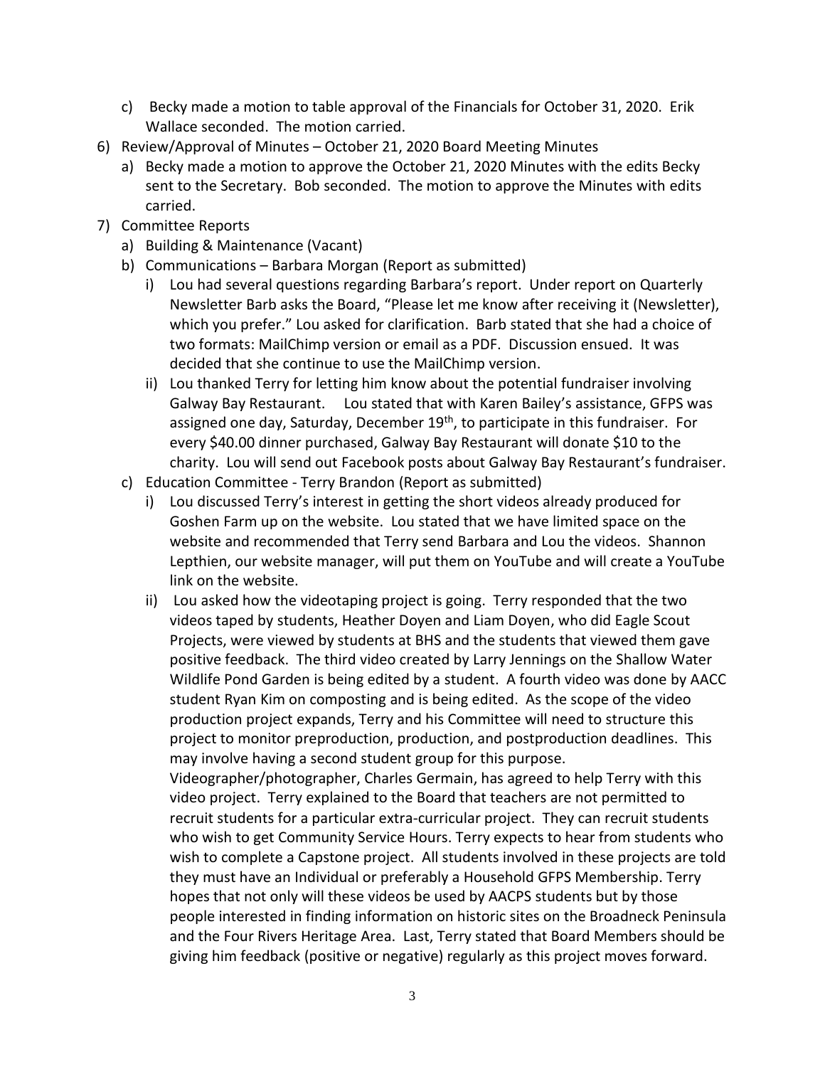c) Becky made a motion to table approval of the Financials for October 31, 2020. Erik Wallace seconded. The motion carried.

6) Review/Approval of Minutes – October 21, 2020 Board Meeting Minutes
   a) Becky made a motion to approve the October 21, 2020 Minutes with the edits Becky sent to the Secretary. Bob seconded. The motion to approve the Minutes with edits carried.

7) Committee Reports
   a) Building & Maintenance (Vacant)
   b) Communications – Barbara Morgan (Report as submitted)
      i) Lou had several questions regarding Barbara's report. Under report on Quarterly Newsletter Barb asks the Board, "Please let me know after receiving it (Newsletter), which you prefer." Lou asked for clarification. Barb stated that she had a choice of two formats: MailChimp version or email as a PDF. Discussion ensued. It was decided that she continue to use the MailChimp version.
      ii) Lou thanked Terry for letting him know about the potential fundraiser involving Galway Bay Restaurant. Lou stated that with Karen Bailey's assistance, GFPS was assigned one day, Saturday, December 19th, to participate in this fundraiser. For every $40.00 dinner purchased, Galway Bay Restaurant will donate $10 to the charity. Lou will send out Facebook posts about Galway Bay Restaurant's fundraiser.
   c) Education Committee - Terry Brandon (Report as submitted)
      i) Lou discussed Terry's interest in getting the short videos already produced for Goshen Farm up on the website. Lou stated that we have limited space on the website and recommended that Terry send Barbara and Lou the videos. Shannon Lepthien, our website manager, will put them on YouTube and will create a YouTube link on the website.
      ii) Lou asked how the videotaping project is going. Terry responded that the two videos taped by students, Heather Doyen and Liam Doyen, who did Eagle Scout Projects, were viewed by students at BHS and the students that viewed them gave positive feedback. The third video created by Larry Jennings on the Shallow Water Wildlife Pond Garden is being edited by a student. A fourth video was done by AACC student Ryan Kim on composting and is being edited. As the scope of the video production project expands, Terry and his Committee will need to structure this project to monitor preproduction, production, and postproduction deadlines. This may involve having a second student group for this purpose. Videographer/photographer, Charles Germain, has agreed to help Terry with this video project. Terry explained to the Board that teachers are not permitted to recruit students for a particular extra-curricular project. They can recruit students who wish to get Community Service Hours. Terry expects to hear from students who wish to complete a Capstone project. All students involved in these projects are told they must have an Individual or preferably a Household GFPS Membership. Terry hopes that not only will these videos be used by AACPS students but by those people interested in finding information on historic sites on the Broadneck Peninsula and the Four Rivers Heritage Area. Last, Terry stated that Board Members should be giving him feedback (positive or negative) regularly as this project moves forward.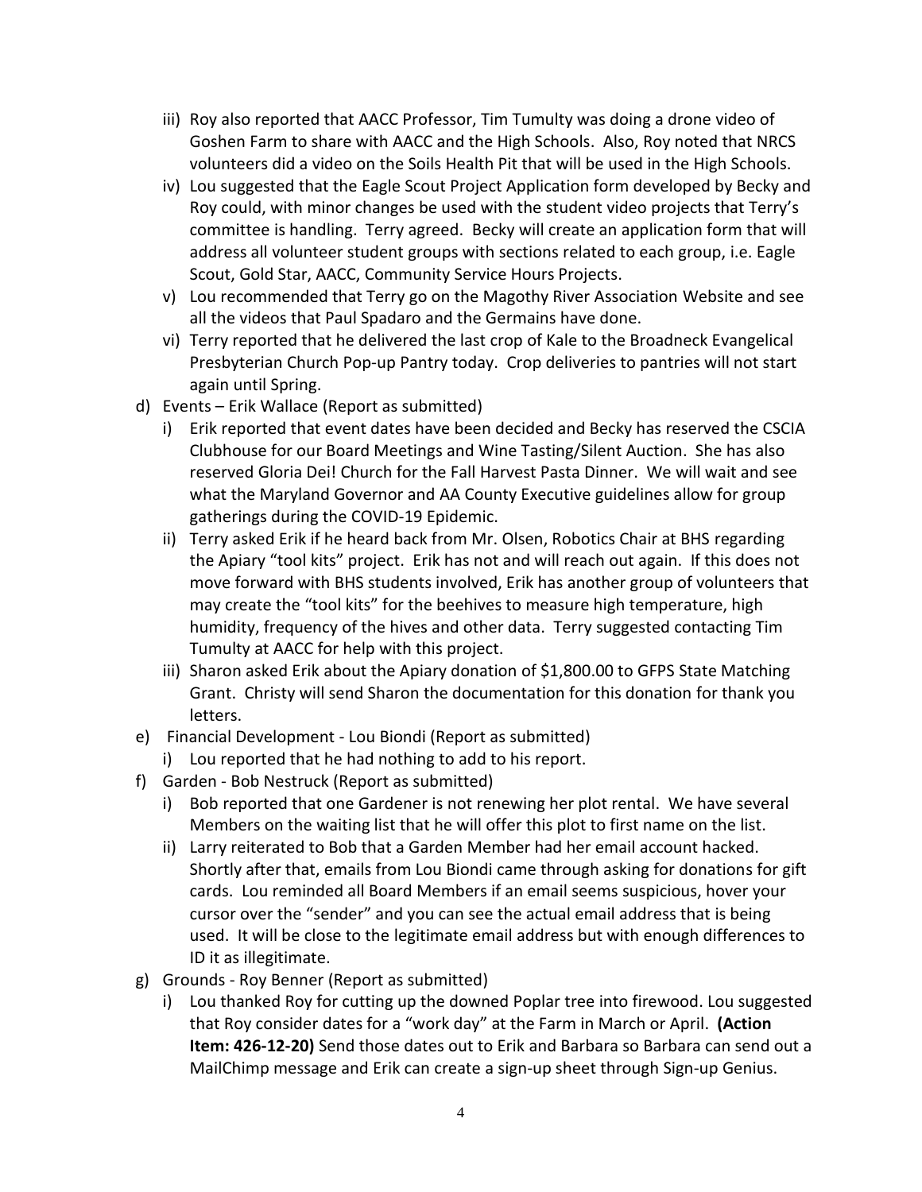- iii) Roy also reported that AACC Professor, Tim Tumulty was doing a drone video of Goshen Farm to share with AACC and the High Schools. Also, Roy noted that NRCS volunteers did a video on the Soils Health Pit that will be used in the High Schools.
- iv) Lou suggested that the Eagle Scout Project Application form developed by Becky and Roy could, with minor changes be used with the student video projects that Terry's committee is handling. Terry agreed. Becky will create an application form that will address all volunteer student groups with sections related to each group, i.e. Eagle Scout, Gold Star, AACC, Community Service Hours Projects.
- v) Lou recommended that Terry go on the Magothy River Association Website and see all the videos that Paul Spadaro and the Germains have done.
- vi) Terry reported that he delivered the last crop of Kale to the Broadneck Evangelical Presbyterian Church Pop-up Pantry today. Crop deliveries to pantries will not start again until Spring.

d) Events – Erik Wallace (Report as submitted)

- i) Erik reported that event dates have been decided and Becky has reserved the CSCIA Clubhouse for our Board Meetings and Wine Tasting/Silent Auction. She has also reserved Gloria Dei! Church for the Fall Harvest Pasta Dinner. We will wait and see what the Maryland Governor and AA County Executive guidelines allow for group gatherings during the COVID-19 Epidemic.
- ii) Terry asked Erik if he heard back from Mr. Olsen, Robotics Chair at BHS regarding the Apiary "tool kits" project. Erik has not and will reach out again. If this does not move forward with BHS students involved, Erik has another group of volunteers that may create the "tool kits" for the beehives to measure high temperature, high humidity, frequency of the hives and other data. Terry suggested contacting Tim Tumulty at AACC for help with this project.
- iii) Sharon asked Erik about the Apiary donation of $1,800.00 to GFPS State Matching Grant. Christy will send Sharon the documentation for this donation for thank you letters.

e) Financial Development - Lou Biondi (Report as submitted)

- i) Lou reported that he had nothing to add to his report.

f) Garden - Bob Nestruck (Report as submitted)

- i) Bob reported that one Gardener is not renewing her plot rental. We have several Members on the waiting list that he will offer this plot to first name on the list.
- ii) Larry reiterated to Bob that a Garden Member had her email account hacked. Shortly after that, emails from Lou Biondi came through asking for donations for gift cards. Lou reminded all Board Members if an email seems suspicious, hover your cursor over the "sender" and you can see the actual email address that is being used. It will be close to the legitimate email address but with enough differences to ID it as illegitimate.

g) Grounds - Roy Benner (Report as submitted)

- i) Lou thanked Roy for cutting up the downed Poplar tree into firewood. Lou suggested that Roy consider dates for a "work day" at the Farm in March or April. **(Action Item: 426-12-20)** Send those dates out to Erik and Barbara so Barbara can send out a MailChimp message and Erik can create a sign-up sheet through Sign-up Genius.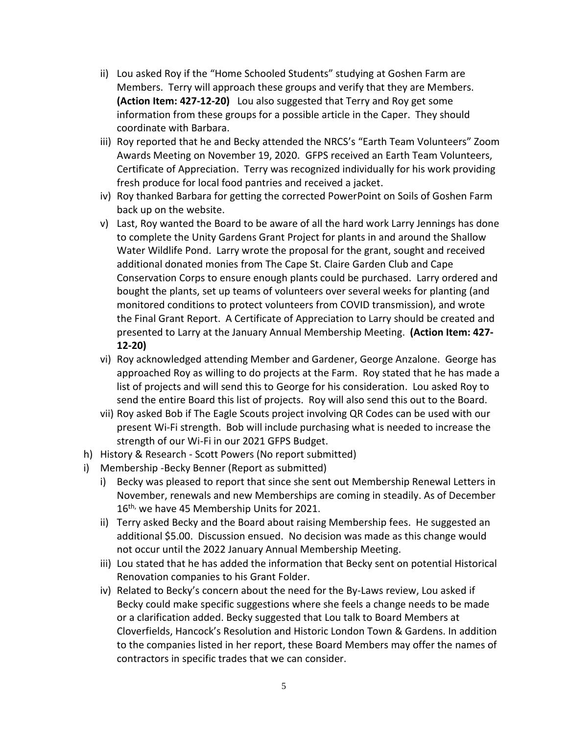ii) Lou asked Roy if the "Home Schooled Students" studying at Goshen Farm are Members. Terry will approach these groups and verify that they are Members. **(Action Item: 427-12-20)** Lou also suggested that Terry and Roy get some information from these groups for a possible article in the Caper. They should coordinate with Barbara.

iii) Roy reported that he and Becky attended the NRCS's "Earth Team Volunteers" Zoom Awards Meeting on November 19, 2020. GFPS received an Earth Team Volunteers, Certificate of Appreciation. Terry was recognized individually for his work providing fresh produce for local food pantries and received a jacket.

iv) Roy thanked Barbara for getting the corrected PowerPoint on Soils of Goshen Farm back up on the website.

v) Last, Roy wanted the Board to be aware of all the hard work Larry Jennings has done to complete the Unity Gardens Grant Project for plants in and around the Shallow Water Wildlife Pond. Larry wrote the proposal for the grant, sought and received additional donated monies from The Cape St. Claire Garden Club and Cape Conservation Corps to ensure enough plants could be purchased. Larry ordered and bought the plants, set up teams of volunteers over several weeks for planting (and monitored conditions to protect volunteers from COVID transmission), and wrote the Final Grant Report. A Certificate of Appreciation to Larry should be created and presented to Larry at the January Annual Membership Meeting. **(Action Item: 427-12-20)**

vi) Roy acknowledged attending Member and Gardener, George Anzalone. George has approached Roy as willing to do projects at the Farm. Roy stated that he has made a list of projects and will send this to George for his consideration. Lou asked Roy to send the entire Board this list of projects. Roy will also send this out to the Board.

vii) Roy asked Bob if The Eagle Scouts project involving QR Codes can be used with our present Wi-Fi strength. Bob will include purchasing what is needed to increase the strength of our Wi-Fi in our 2021 GFPS Budget.

h) History & Research - Scott Powers (No report submitted)

i) Membership -Becky Benner (Report as submitted)

i) Becky was pleased to report that since she sent out Membership Renewal Letters in November, renewals and new Memberships are coming in steadily. As of December 16th, we have 45 Membership Units for 2021.

ii) Terry asked Becky and the Board about raising Membership fees. He suggested an additional $5.00. Discussion ensued. No decision was made as this change would not occur until the 2022 January Annual Membership Meeting.

iii) Lou stated that he has added the information that Becky sent on potential Historical Renovation companies to his Grant Folder.

iv) Related to Becky's concern about the need for the By-Laws review, Lou asked if Becky could make specific suggestions where she feels a change needs to be made or a clarification added. Becky suggested that Lou talk to Board Members at Cloverfields, Hancock's Resolution and Historic London Town & Gardens. In addition to the companies listed in her report, these Board Members may offer the names of contractors in specific trades that we can consider.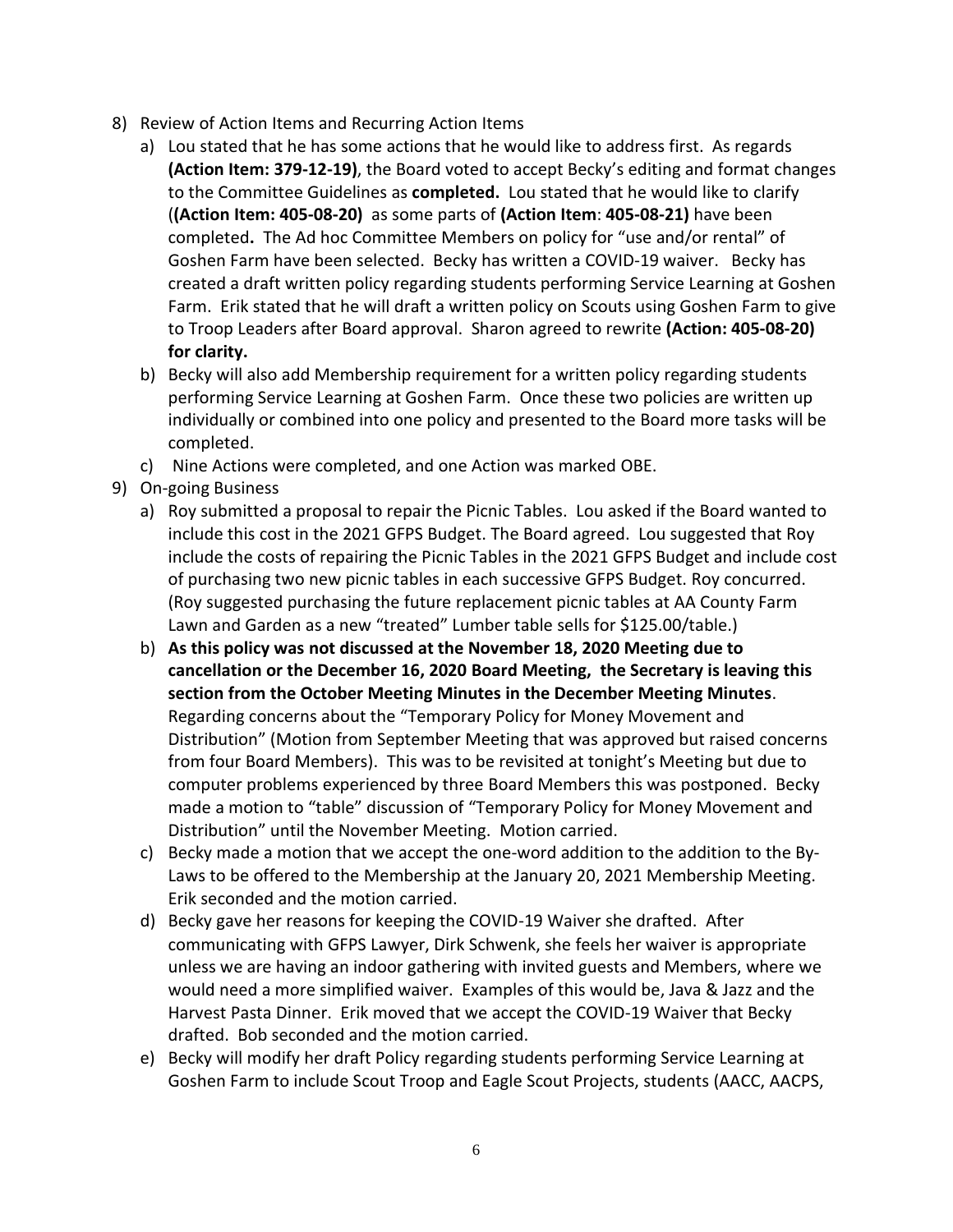8) Review of Action Items and Recurring Action Items
   a) Lou stated that he has some actions that he would like to address first. As regards **(Action Item: 379-12-19)**, the Board voted to accept Becky's editing and format changes to the Committee Guidelines as **completed.** Lou stated that he would like to clarify (**(Action Item: 405-08-20)** as some parts of **(Action Item**: **405-08-21)** have been completed**.** The Ad hoc Committee Members on policy for "use and/or rental" of Goshen Farm have been selected. Becky has written a COVID-19 waiver. Becky has created a draft written policy regarding students performing Service Learning at Goshen Farm. Erik stated that he will draft a written policy on Scouts using Goshen Farm to give to Troop Leaders after Board approval. Sharon agreed to rewrite **(Action: 405-08-20) for clarity.**
   b) Becky will also add Membership requirement for a written policy regarding students performing Service Learning at Goshen Farm. Once these two policies are written up individually or combined into one policy and presented to the Board more tasks will be completed.
   c) Nine Actions were completed, and one Action was marked OBE.
9) On-going Business
   a) Roy submitted a proposal to repair the Picnic Tables. Lou asked if the Board wanted to include this cost in the 2021 GFPS Budget. The Board agreed. Lou suggested that Roy include the costs of repairing the Picnic Tables in the 2021 GFPS Budget and include cost of purchasing two new picnic tables in each successive GFPS Budget. Roy concurred. (Roy suggested purchasing the future replacement picnic tables at AA County Farm Lawn and Garden as a new "treated" Lumber table sells for $125.00/table.)
   b) **As this policy was not discussed at the November 18, 2020 Meeting due to cancellation or the December 16, 2020 Board Meeting, the Secretary is leaving this section from the October Meeting Minutes in the December Meeting Minutes**. Regarding concerns about the "Temporary Policy for Money Movement and Distribution" (Motion from September Meeting that was approved but raised concerns from four Board Members). This was to be revisited at tonight's Meeting but due to computer problems experienced by three Board Members this was postponed. Becky made a motion to "table" discussion of "Temporary Policy for Money Movement and Distribution" until the November Meeting. Motion carried.
   c) Becky made a motion that we accept the one-word addition to the addition to the By-Laws to be offered to the Membership at the January 20, 2021 Membership Meeting. Erik seconded and the motion carried.
   d) Becky gave her reasons for keeping the COVID-19 Waiver she drafted. After communicating with GFPS Lawyer, Dirk Schwenk, she feels her waiver is appropriate unless we are having an indoor gathering with invited guests and Members, where we would need a more simplified waiver. Examples of this would be, Java & Jazz and the Harvest Pasta Dinner. Erik moved that we accept the COVID-19 Waiver that Becky drafted. Bob seconded and the motion carried.
   e) Becky will modify her draft Policy regarding students performing Service Learning at Goshen Farm to include Scout Troop and Eagle Scout Projects, students (AACC, AACPS,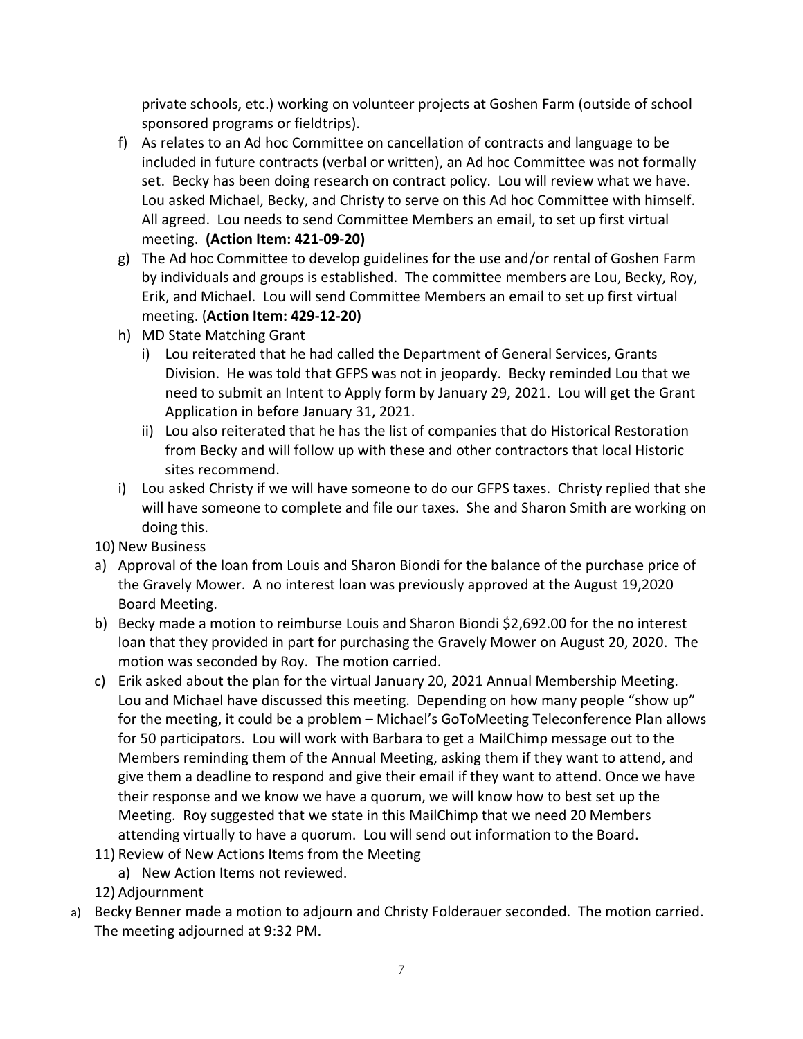private schools, etc.) working on volunteer projects at Goshen Farm (outside of school sponsored programs or fieldtrips).

f) As relates to an Ad hoc Committee on cancellation of contracts and language to be included in future contracts (verbal or written), an Ad hoc Committee was not formally set. Becky has been doing research on contract policy. Lou will review what we have. Lou asked Michael, Becky, and Christy to serve on this Ad hoc Committee with himself. All agreed. Lou needs to send Committee Members an email, to set up first virtual meeting. **(Action Item: 421-09-20)**

g) The Ad hoc Committee to develop guidelines for the use and/or rental of Goshen Farm by individuals and groups is established. The committee members are Lou, Becky, Roy, Erik, and Michael. Lou will send Committee Members an email to set up first virtual meeting. (**Action Item: 429-12-20)**

h) MD State Matching Grant
   i) Lou reiterated that he had called the Department of General Services, Grants Division. He was told that GFPS was not in jeopardy. Becky reminded Lou that we need to submit an Intent to Apply form by January 29, 2021. Lou will get the Grant Application in before January 31, 2021.
   ii) Lou also reiterated that he has the list of companies that do Historical Restoration from Becky and will follow up with these and other contractors that local Historic sites recommend.

i) Lou asked Christy if we will have someone to do our GFPS taxes. Christy replied that she will have someone to complete and file our taxes. She and Sharon Smith are working on doing this.

10) New Business

a) Approval of the loan from Louis and Sharon Biondi for the balance of the purchase price of the Gravely Mower. A no interest loan was previously approved at the August 19,2020 Board Meeting.

b) Becky made a motion to reimburse Louis and Sharon Biondi $2,692.00 for the no interest loan that they provided in part for purchasing the Gravely Mower on August 20, 2020. The motion was seconded by Roy. The motion carried.

c) Erik asked about the plan for the virtual January 20, 2021 Annual Membership Meeting. Lou and Michael have discussed this meeting. Depending on how many people "show up" for the meeting, it could be a problem – Michael's GoToMeeting Teleconference Plan allows for 50 participators. Lou will work with Barbara to get a MailChimp message out to the Members reminding them of the Annual Meeting, asking them if they want to attend, and give them a deadline to respond and give their email if they want to attend. Once we have their response and we know we have a quorum, we will know how to best set up the Meeting. Roy suggested that we state in this MailChimp that we need 20 Members attending virtually to have a quorum. Lou will send out information to the Board.

11) Review of New Actions Items from the Meeting
   a) New Action Items not reviewed.

12) Adjournment

a) Becky Benner made a motion to adjourn and Christy Folderauer seconded. The motion carried. The meeting adjourned at 9:32 PM.